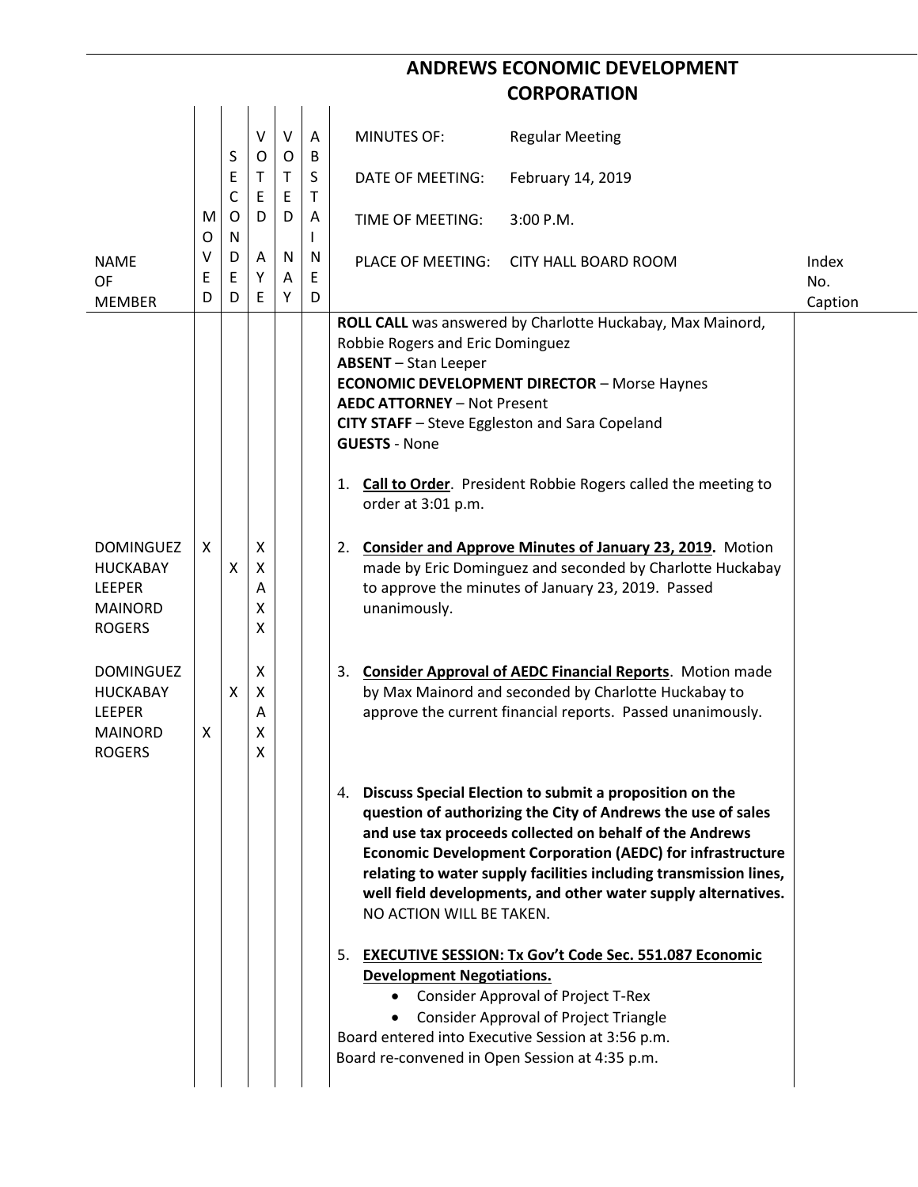# ANDREWS ECONOMIC DEVELOPMENT CORPORATION

| NAME OF MEMBER | MOVED | SECONDED | VOTED AYE | VOTED NAY | ABSTAINED | | Index No. Caption |
|---|---|---|---|---|---|---|---|
| | | | | | | MINUTES OF: Regular Meeting<br>DATE OF MEETING: February 14, 2019<br>TIME OF MEETING: 3:00 P.M.<br>PLACE OF MEETING: CITY HALL BOARD ROOM | |
| | | | | | | **ROLL CALL** was answered by Charlotte Huckabay, Max Mainord, Robbie Rogers and Eric Dominguez<br>**ABSENT** – Stan Leeper<br>**ECONOMIC DEVELOPMENT DIRECTOR** – Morse Haynes<br>**AEDC ATTORNEY** – Not Present<br>**CITY STAFF** – Steve Eggleston and Sara Copeland<br>**GUESTS** - None | |
| | | | | | | 1. **Call to Order**. President Robbie Rogers called the meeting to order at 3:01 p.m. | |
| DOMINGUEZ | X | | X | | | 2. **Consider and Approve Minutes of January 23, 2019.** Motion made by Eric Dominguez and seconded by Charlotte Huckabay to approve the minutes of January 23, 2019. Passed unanimously. | |
| HUCKABAY | | X | X | | | | |
| LEEPER | | | A | | | | |
| MAINORD | | | X | | | | |
| ROGERS | | | X | | | | |
| DOMINGUEZ | | | X | | | 3. **Consider Approval of AEDC Financial Reports**. Motion made by Max Mainord and seconded by Charlotte Huckabay to approve the current financial reports. Passed unanimously. | |
| HUCKABAY | | X | X | | | | |
| LEEPER | | | A | | | | |
| MAINORD | X | | X | | | | |
| ROGERS | | | X | | | | |
| | | | | | | 4. **Discuss Special Election to submit a proposition on the question of authorizing the City of Andrews the use of sales and use tax proceeds collected on behalf of the Andrews Economic Development Corporation (AEDC) for infrastructure relating to water supply facilities including transmission lines, well field developments, and other water supply alternatives.** NO ACTION WILL BE TAKEN. | |
| | | | | | | 5. **EXECUTIVE SESSION: Tx Gov't Code Sec. 551.087 Economic Development Negotiations.**<br>• Consider Approval of Project T-Rex<br>• Consider Approval of Project Triangle<br>Board entered into Executive Session at 3:56 p.m.<br>Board re-convened in Open Session at 4:35 p.m. | |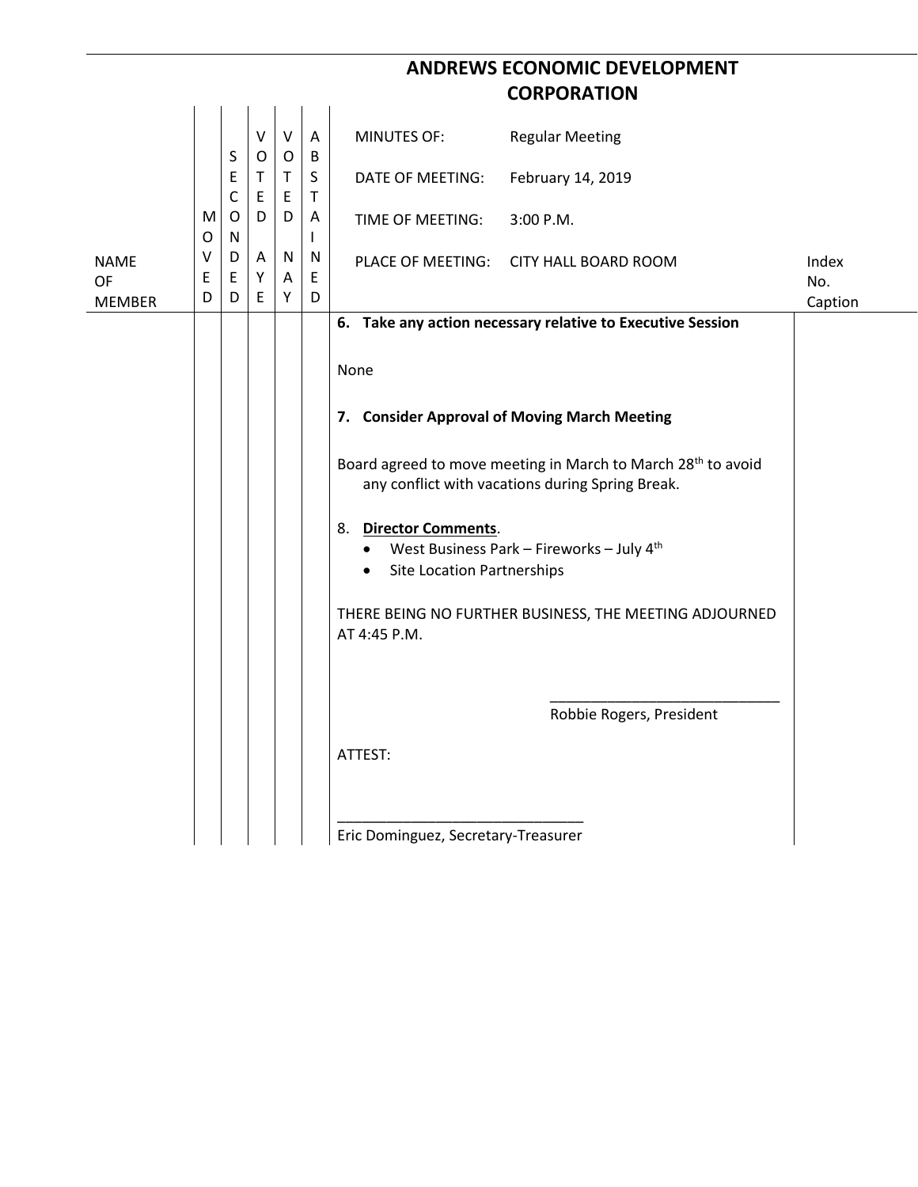# ANDREWS ECONOMIC DEVELOPMENT CORPORATION

| NAME OF MEMBER | MOVED | SECONDED | VOTED AYE | VOTED NAY | ABSTAINED | MINUTES OF: Regular Meeting<br>DATE OF MEETING: February 14, 2019<br>TIME OF MEETING: 3:00 P.M.<br>PLACE OF MEETING: CITY HALL BOARD ROOM | Index No. Caption |
|---|---|---|---|---|---|---|---|

**6. Take any action necessary relative to Executive Session**

None

**7. Consider Approval of Moving March Meeting**

Board agreed to move meeting in March to March 28th to avoid any conflict with vacations during Spring Break.

8. **Director Comments**.

- West Business Park – Fireworks – July 4th
- Site Location Partnerships

THERE BEING NO FURTHER BUSINESS, THE MEETING ADJOURNED AT 4:45 P.M.

\_\_\_\_\_\_\_\_\_\_\_\_\_\_\_\_\_\_\_\_\_\_\_\_\_\_\_\_\_\_
Robbie Rogers, President

ATTEST:

\_\_\_\_\_\_\_\_\_\_\_\_\_\_\_\_\_\_\_\_\_\_\_\_\_\_\_\_\_\_
Eric Dominguez, Secretary-Treasurer